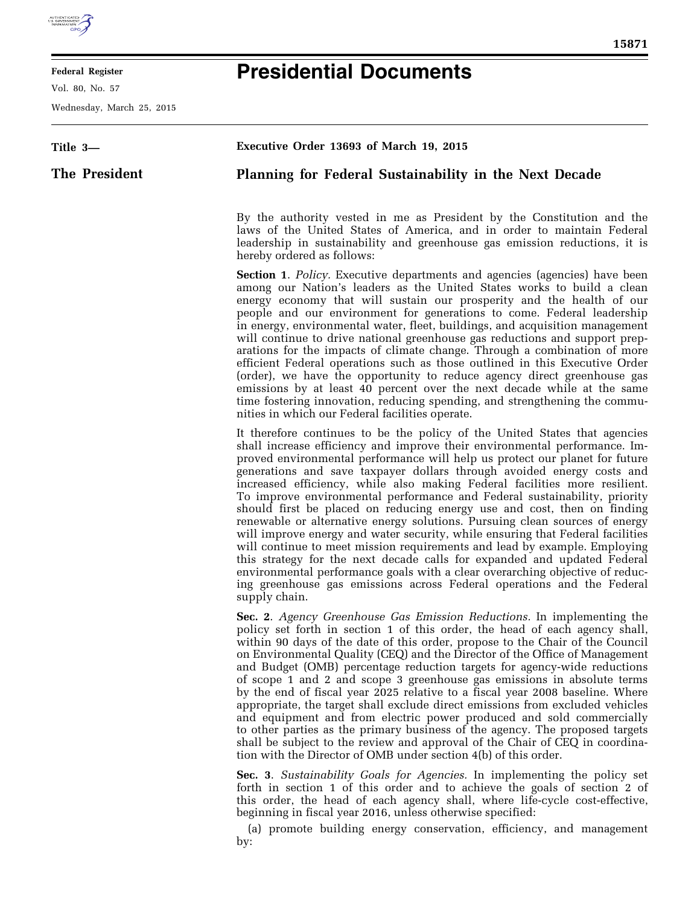**Title 3—**

**The President**

# Executive Order 13693 of March 19, 2015

## Planning for Federal Sustainability in the Next Decade

By the authority vested in me as President by the Constitution and the laws of the United States of America, and in order to maintain Federal leadership in sustainability and greenhouse gas emission reductions, it is hereby ordered as follows:

**Section 1**. *Policy.* Executive departments and agencies (agencies) have been among our Nation's leaders as the United States works to build a clean energy economy that will sustain our prosperity and the health of our people and our environment for generations to come. Federal leadership in energy, environmental water, fleet, buildings, and acquisition management will continue to drive national greenhouse gas reductions and support preparations for the impacts of climate change. Through a combination of more efficient Federal operations such as those outlined in this Executive Order (order), we have the opportunity to reduce agency direct greenhouse gas emissions by at least 40 percent over the next decade while at the same time fostering innovation, reducing spending, and strengthening the communities in which our Federal facilities operate.

It therefore continues to be the policy of the United States that agencies shall increase efficiency and improve their environmental performance. Improved environmental performance will help us protect our planet for future generations and save taxpayer dollars through avoided energy costs and increased efficiency, while also making Federal facilities more resilient. To improve environmental performance and Federal sustainability, priority should first be placed on reducing energy use and cost, then on finding renewable or alternative energy solutions. Pursuing clean sources of energy will improve energy and water security, while ensuring that Federal facilities will continue to meet mission requirements and lead by example. Employing this strategy for the next decade calls for expanded and updated Federal environmental performance goals with a clear overarching objective of reducing greenhouse gas emissions across Federal operations and the Federal supply chain.

**Sec. 2**. *Agency Greenhouse Gas Emission Reductions.* In implementing the policy set forth in section 1 of this order, the head of each agency shall, within 90 days of the date of this order, propose to the Chair of the Council on Environmental Quality (CEQ) and the Director of the Office of Management and Budget (OMB) percentage reduction targets for agency-wide reductions of scope 1 and 2 and scope 3 greenhouse gas emissions in absolute terms by the end of fiscal year 2025 relative to a fiscal year 2008 baseline. Where appropriate, the target shall exclude direct emissions from excluded vehicles and equipment and from electric power produced and sold commercially to other parties as the primary business of the agency. The proposed targets shall be subject to the review and approval of the Chair of CEQ in coordination with the Director of OMB under section 4(b) of this order.

**Sec. 3**. *Sustainability Goals for Agencies.* In implementing the policy set forth in section 1 of this order and to achieve the goals of section 2 of this order, the head of each agency shall, where life-cycle cost-effective, beginning in fiscal year 2016, unless otherwise specified:

(a) promote building energy conservation, efficiency, and management by: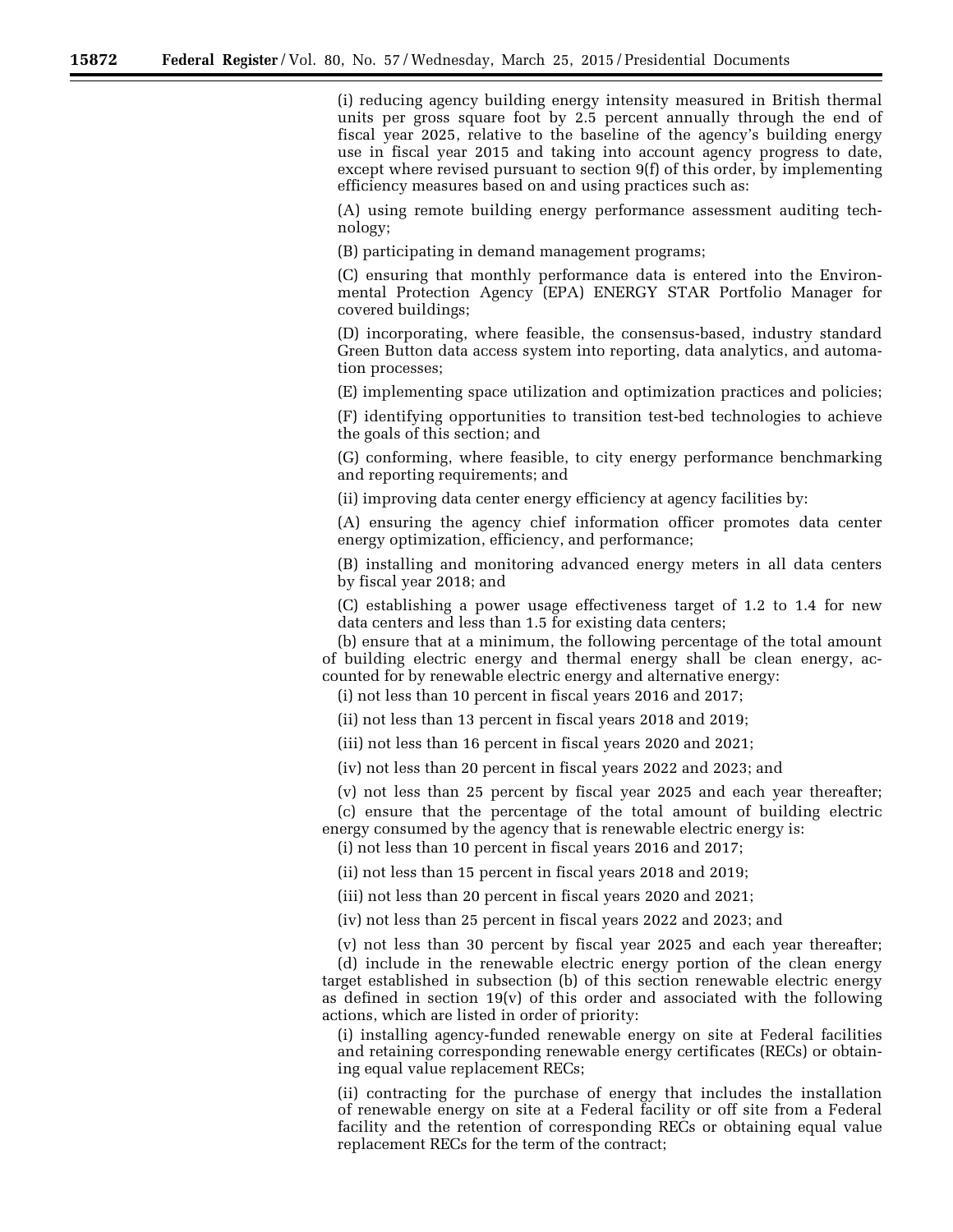(i) reducing agency building energy intensity measured in British thermal units per gross square foot by 2.5 percent annually through the end of fiscal year 2025, relative to the baseline of the agency's building energy use in fiscal year 2015 and taking into account agency progress to date, except where revised pursuant to section 9(f) of this order, by implementing efficiency measures based on and using practices such as:

(A) using remote building energy performance assessment auditing technology;

(B) participating in demand management programs;

(C) ensuring that monthly performance data is entered into the Environmental Protection Agency (EPA) ENERGY STAR Portfolio Manager for covered buildings;

(D) incorporating, where feasible, the consensus-based, industry standard Green Button data access system into reporting, data analytics, and automation processes;

(E) implementing space utilization and optimization practices and policies;

(F) identifying opportunities to transition test-bed technologies to achieve the goals of this section; and

(G) conforming, where feasible, to city energy performance benchmarking and reporting requirements; and

(ii) improving data center energy efficiency at agency facilities by:

(A) ensuring the agency chief information officer promotes data center energy optimization, efficiency, and performance;

(B) installing and monitoring advanced energy meters in all data centers by fiscal year 2018; and

(C) establishing a power usage effectiveness target of 1.2 to 1.4 for new data centers and less than 1.5 for existing data centers;

(b) ensure that at a minimum, the following percentage of the total amount of building electric energy and thermal energy shall be clean energy, accounted for by renewable electric energy and alternative energy:

(i) not less than 10 percent in fiscal years 2016 and 2017;

(ii) not less than 13 percent in fiscal years 2018 and 2019;

(iii) not less than 16 percent in fiscal years 2020 and 2021;

(iv) not less than 20 percent in fiscal years 2022 and 2023; and

(v) not less than 25 percent by fiscal year 2025 and each year thereafter;

(c) ensure that the percentage of the total amount of building electric energy consumed by the agency that is renewable electric energy is:

(i) not less than 10 percent in fiscal years 2016 and 2017;

(ii) not less than 15 percent in fiscal years 2018 and 2019;

(iii) not less than 20 percent in fiscal years 2020 and 2021;

(iv) not less than 25 percent in fiscal years 2022 and 2023; and

(v) not less than 30 percent by fiscal year 2025 and each year thereafter;

(d) include in the renewable electric energy portion of the clean energy target established in subsection (b) of this section renewable electric energy as defined in section 19(v) of this order and associated with the following actions, which are listed in order of priority:

(i) installing agency-funded renewable energy on site at Federal facilities and retaining corresponding renewable energy certificates (RECs) or obtaining equal value replacement RECs;

(ii) contracting for the purchase of energy that includes the installation of renewable energy on site at a Federal facility or off site from a Federal facility and the retention of corresponding RECs or obtaining equal value replacement RECs for the term of the contract;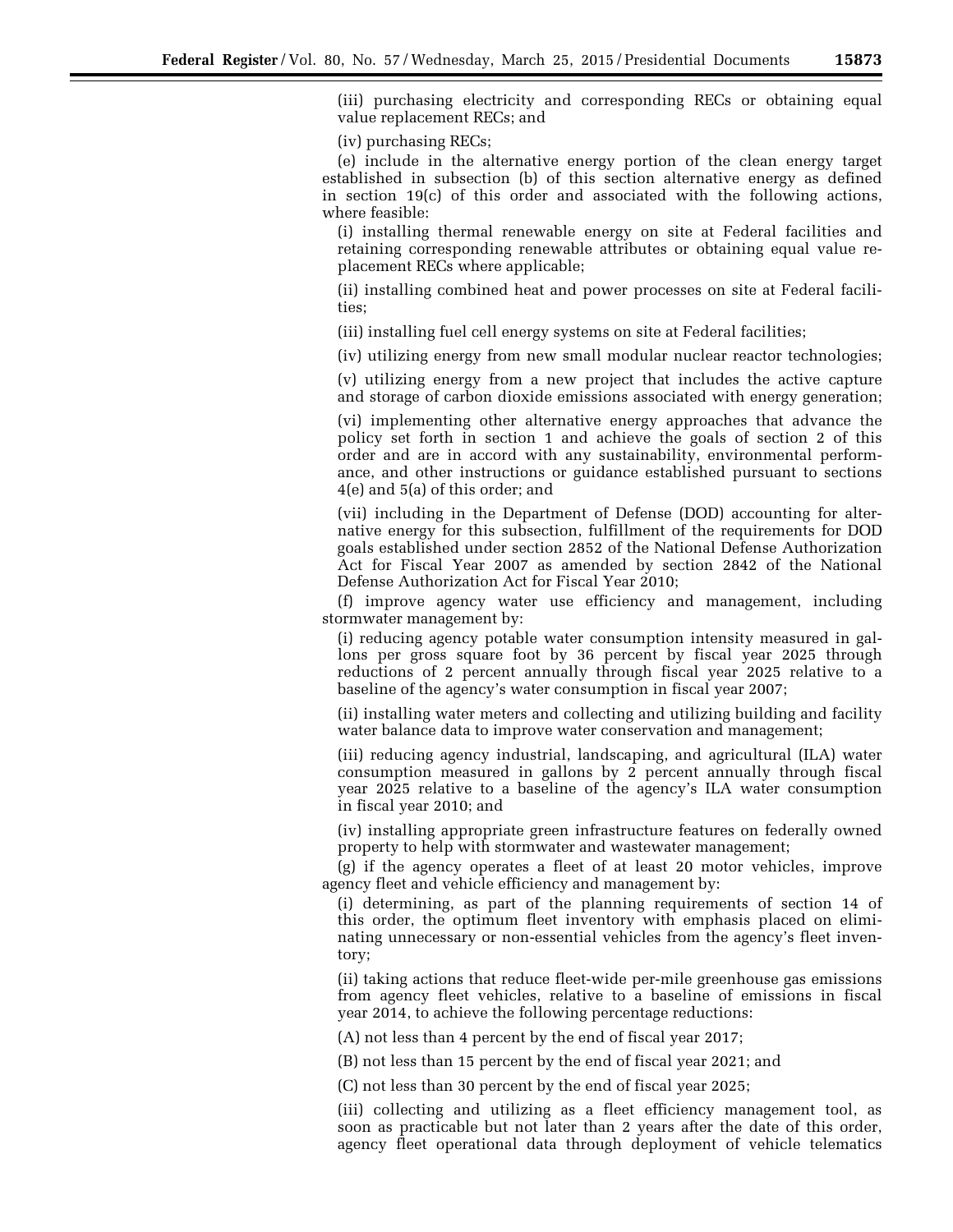(iii) purchasing electricity and corresponding RECs or obtaining equal value replacement RECs; and

(iv) purchasing RECs;

(e) include in the alternative energy portion of the clean energy target established in subsection (b) of this section alternative energy as defined in section 19(c) of this order and associated with the following actions, where feasible:

(i) installing thermal renewable energy on site at Federal facilities and retaining corresponding renewable attributes or obtaining equal value replacement RECs where applicable;

(ii) installing combined heat and power processes on site at Federal facilities;

(iii) installing fuel cell energy systems on site at Federal facilities;

(iv) utilizing energy from new small modular nuclear reactor technologies;

(v) utilizing energy from a new project that includes the active capture and storage of carbon dioxide emissions associated with energy generation;

(vi) implementing other alternative energy approaches that advance the policy set forth in section 1 and achieve the goals of section 2 of this order and are in accord with any sustainability, environmental performance, and other instructions or guidance established pursuant to sections 4(e) and 5(a) of this order; and

(vii) including in the Department of Defense (DOD) accounting for alternative energy for this subsection, fulfillment of the requirements for DOD goals established under section 2852 of the National Defense Authorization Act for Fiscal Year 2007 as amended by section 2842 of the National Defense Authorization Act for Fiscal Year 2010;

(f) improve agency water use efficiency and management, including stormwater management by:

(i) reducing agency potable water consumption intensity measured in gallons per gross square foot by 36 percent by fiscal year 2025 through reductions of 2 percent annually through fiscal year 2025 relative to a baseline of the agency's water consumption in fiscal year 2007;

(ii) installing water meters and collecting and utilizing building and facility water balance data to improve water conservation and management;

(iii) reducing agency industrial, landscaping, and agricultural (ILA) water consumption measured in gallons by 2 percent annually through fiscal year 2025 relative to a baseline of the agency's ILA water consumption in fiscal year 2010; and

(iv) installing appropriate green infrastructure features on federally owned property to help with stormwater and wastewater management;

(g) if the agency operates a fleet of at least 20 motor vehicles, improve agency fleet and vehicle efficiency and management by:

(i) determining, as part of the planning requirements of section 14 of this order, the optimum fleet inventory with emphasis placed on eliminating unnecessary or non-essential vehicles from the agency's fleet inventory;

(ii) taking actions that reduce fleet-wide per-mile greenhouse gas emissions from agency fleet vehicles, relative to a baseline of emissions in fiscal year 2014, to achieve the following percentage reductions:

(A) not less than 4 percent by the end of fiscal year 2017;

(B) not less than 15 percent by the end of fiscal year 2021; and

(C) not less than 30 percent by the end of fiscal year 2025;

(iii) collecting and utilizing as a fleet efficiency management tool, as soon as practicable but not later than 2 years after the date of this order, agency fleet operational data through deployment of vehicle telematics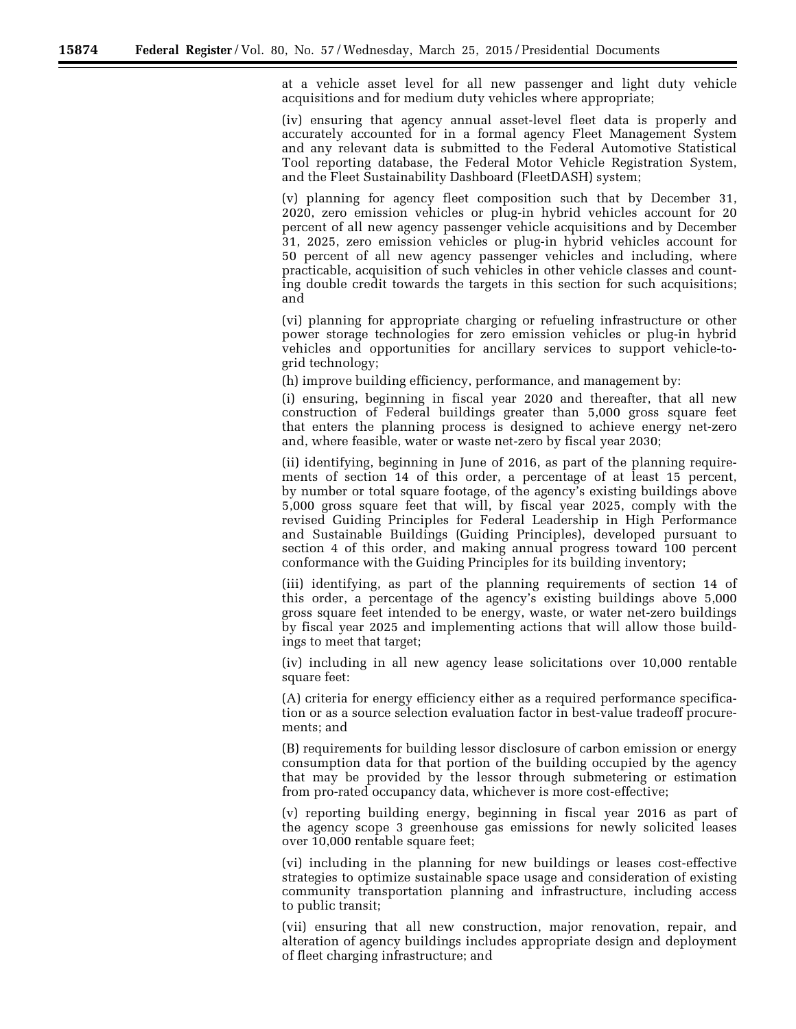at a vehicle asset level for all new passenger and light duty vehicle acquisitions and for medium duty vehicles where appropriate;

(iv) ensuring that agency annual asset-level fleet data is properly and accurately accounted for in a formal agency Fleet Management System and any relevant data is submitted to the Federal Automotive Statistical Tool reporting database, the Federal Motor Vehicle Registration System, and the Fleet Sustainability Dashboard (FleetDASH) system;

(v) planning for agency fleet composition such that by December 31, 2020, zero emission vehicles or plug-in hybrid vehicles account for 20 percent of all new agency passenger vehicle acquisitions and by December 31, 2025, zero emission vehicles or plug-in hybrid vehicles account for 50 percent of all new agency passenger vehicles and including, where practicable, acquisition of such vehicles in other vehicle classes and counting double credit towards the targets in this section for such acquisitions; and

(vi) planning for appropriate charging or refueling infrastructure or other power storage technologies for zero emission vehicles or plug-in hybrid vehicles and opportunities for ancillary services to support vehicle-to-grid technology;

(h) improve building efficiency, performance, and management by:

(i) ensuring, beginning in fiscal year 2020 and thereafter, that all new construction of Federal buildings greater than 5,000 gross square feet that enters the planning process is designed to achieve energy net-zero and, where feasible, water or waste net-zero by fiscal year 2030;

(ii) identifying, beginning in June of 2016, as part of the planning requirements of section 14 of this order, a percentage of at least 15 percent, by number or total square footage, of the agency's existing buildings above 5,000 gross square feet that will, by fiscal year 2025, comply with the revised Guiding Principles for Federal Leadership in High Performance and Sustainable Buildings (Guiding Principles), developed pursuant to section 4 of this order, and making annual progress toward 100 percent conformance with the Guiding Principles for its building inventory;

(iii) identifying, as part of the planning requirements of section 14 of this order, a percentage of the agency's existing buildings above 5,000 gross square feet intended to be energy, waste, or water net-zero buildings by fiscal year 2025 and implementing actions that will allow those buildings to meet that target;

(iv) including in all new agency lease solicitations over 10,000 rentable square feet:

(A) criteria for energy efficiency either as a required performance specification or as a source selection evaluation factor in best-value tradeoff procurements; and

(B) requirements for building lessor disclosure of carbon emission or energy consumption data for that portion of the building occupied by the agency that may be provided by the lessor through submetering or estimation from pro-rated occupancy data, whichever is more cost-effective;

(v) reporting building energy, beginning in fiscal year 2016 as part of the agency scope 3 greenhouse gas emissions for newly solicited leases over 10,000 rentable square feet;

(vi) including in the planning for new buildings or leases cost-effective strategies to optimize sustainable space usage and consideration of existing community transportation planning and infrastructure, including access to public transit;

(vii) ensuring that all new construction, major renovation, repair, and alteration of agency buildings includes appropriate design and deployment of fleet charging infrastructure; and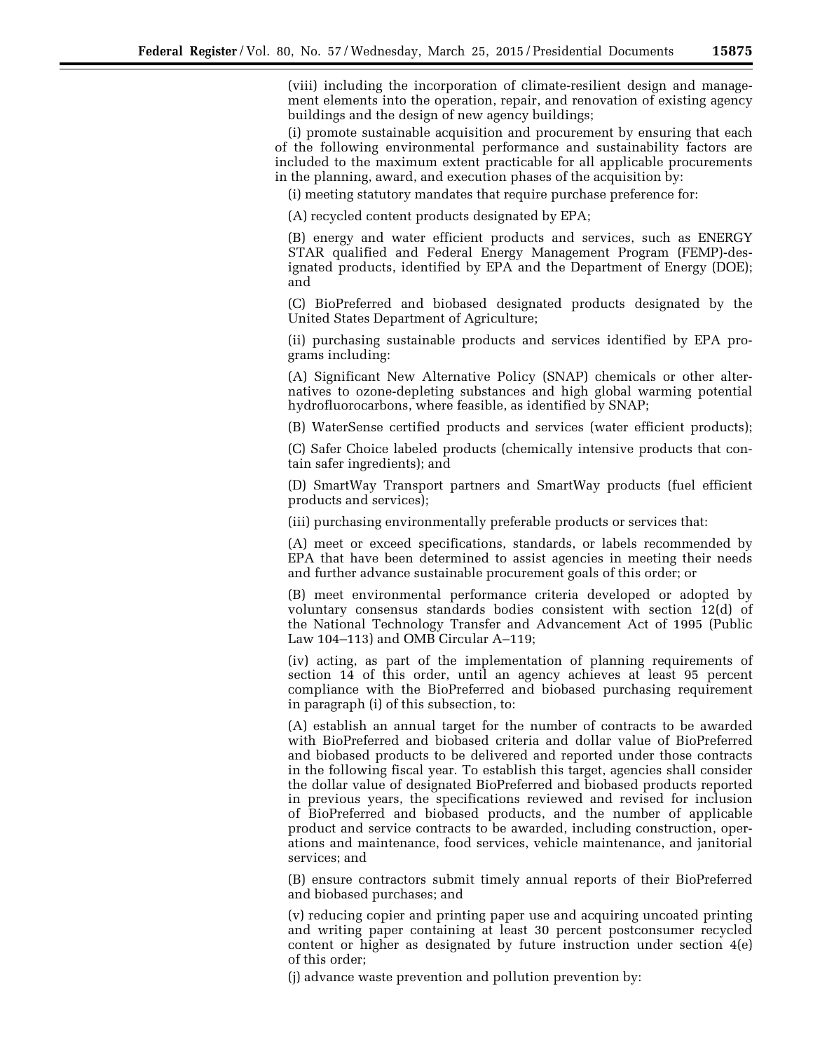(viii) including the incorporation of climate-resilient design and management elements into the operation, repair, and renovation of existing agency buildings and the design of new agency buildings;

(i) promote sustainable acquisition and procurement by ensuring that each of the following environmental performance and sustainability factors are included to the maximum extent practicable for all applicable procurements in the planning, award, and execution phases of the acquisition by:

(i) meeting statutory mandates that require purchase preference for:

(A) recycled content products designated by EPA;

(B) energy and water efficient products and services, such as ENERGY STAR qualified and Federal Energy Management Program (FEMP)-designated products, identified by EPA and the Department of Energy (DOE); and

(C) BioPreferred and biobased designated products designated by the United States Department of Agriculture;

(ii) purchasing sustainable products and services identified by EPA programs including:

(A) Significant New Alternative Policy (SNAP) chemicals or other alternatives to ozone-depleting substances and high global warming potential hydrofluorocarbons, where feasible, as identified by SNAP;

(B) WaterSense certified products and services (water efficient products);

(C) Safer Choice labeled products (chemically intensive products that contain safer ingredients); and

(D) SmartWay Transport partners and SmartWay products (fuel efficient products and services);

(iii) purchasing environmentally preferable products or services that:

(A) meet or exceed specifications, standards, or labels recommended by EPA that have been determined to assist agencies in meeting their needs and further advance sustainable procurement goals of this order; or

(B) meet environmental performance criteria developed or adopted by voluntary consensus standards bodies consistent with section 12(d) of the National Technology Transfer and Advancement Act of 1995 (Public Law 104–113) and OMB Circular A–119;

(iv) acting, as part of the implementation of planning requirements of section 14 of this order, until an agency achieves at least 95 percent compliance with the BioPreferred and biobased purchasing requirement in paragraph (i) of this subsection, to:

(A) establish an annual target for the number of contracts to be awarded with BioPreferred and biobased criteria and dollar value of BioPreferred and biobased products to be delivered and reported under those contracts in the following fiscal year. To establish this target, agencies shall consider the dollar value of designated BioPreferred and biobased products reported in previous years, the specifications reviewed and revised for inclusion of BioPreferred and biobased products, and the number of applicable product and service contracts to be awarded, including construction, operations and maintenance, food services, vehicle maintenance, and janitorial services; and

(B) ensure contractors submit timely annual reports of their BioPreferred and biobased purchases; and

(v) reducing copier and printing paper use and acquiring uncoated printing and writing paper containing at least 30 percent postconsumer recycled content or higher as designated by future instruction under section 4(e) of this order;

(j) advance waste prevention and pollution prevention by: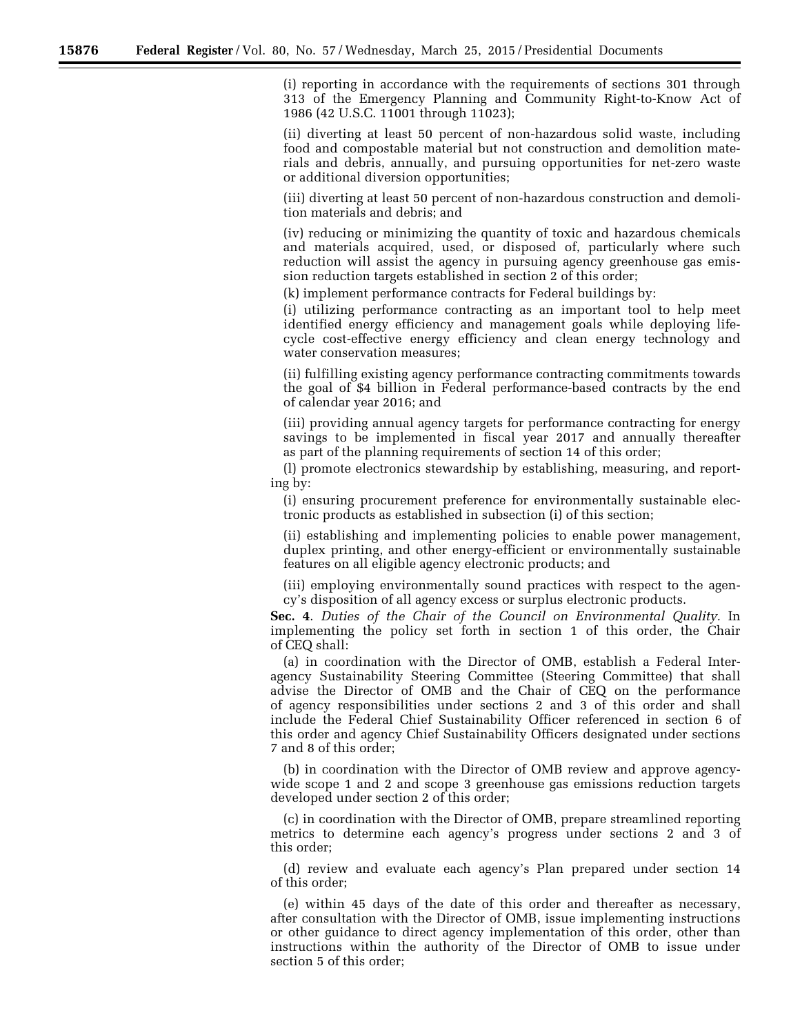(i) reporting in accordance with the requirements of sections 301 through 313 of the Emergency Planning and Community Right-to-Know Act of 1986 (42 U.S.C. 11001 through 11023);

(ii) diverting at least 50 percent of non-hazardous solid waste, including food and compostable material but not construction and demolition materials and debris, annually, and pursuing opportunities for net-zero waste or additional diversion opportunities;

(iii) diverting at least 50 percent of non-hazardous construction and demolition materials and debris; and

(iv) reducing or minimizing the quantity of toxic and hazardous chemicals and materials acquired, used, or disposed of, particularly where such reduction will assist the agency in pursuing agency greenhouse gas emission reduction targets established in section 2 of this order;

(k) implement performance contracts for Federal buildings by:

(i) utilizing performance contracting as an important tool to help meet identified energy efficiency and management goals while deploying life-cycle cost-effective energy efficiency and clean energy technology and water conservation measures;

(ii) fulfilling existing agency performance contracting commitments towards the goal of $4 billion in Federal performance-based contracts by the end of calendar year 2016; and

(iii) providing annual agency targets for performance contracting for energy savings to be implemented in fiscal year 2017 and annually thereafter as part of the planning requirements of section 14 of this order;

(l) promote electronics stewardship by establishing, measuring, and reporting by:

(i) ensuring procurement preference for environmentally sustainable electronic products as established in subsection (i) of this section;

(ii) establishing and implementing policies to enable power management, duplex printing, and other energy-efficient or environmentally sustainable features on all eligible agency electronic products; and

(iii) employing environmentally sound practices with respect to the agency's disposition of all agency excess or surplus electronic products.

**Sec. 4**. *Duties of the Chair of the Council on Environmental Quality.* In implementing the policy set forth in section 1 of this order, the Chair of CEQ shall:

(a) in coordination with the Director of OMB, establish a Federal Interagency Sustainability Steering Committee (Steering Committee) that shall advise the Director of OMB and the Chair of CEQ on the performance of agency responsibilities under sections 2 and 3 of this order and shall include the Federal Chief Sustainability Officer referenced in section 6 of this order and agency Chief Sustainability Officers designated under sections 7 and 8 of this order;

(b) in coordination with the Director of OMB review and approve agency-wide scope 1 and 2 and scope 3 greenhouse gas emissions reduction targets developed under section 2 of this order;

(c) in coordination with the Director of OMB, prepare streamlined reporting metrics to determine each agency's progress under sections 2 and 3 of this order;

(d) review and evaluate each agency's Plan prepared under section 14 of this order;

(e) within 45 days of the date of this order and thereafter as necessary, after consultation with the Director of OMB, issue implementing instructions or other guidance to direct agency implementation of this order, other than instructions within the authority of the Director of OMB to issue under section 5 of this order;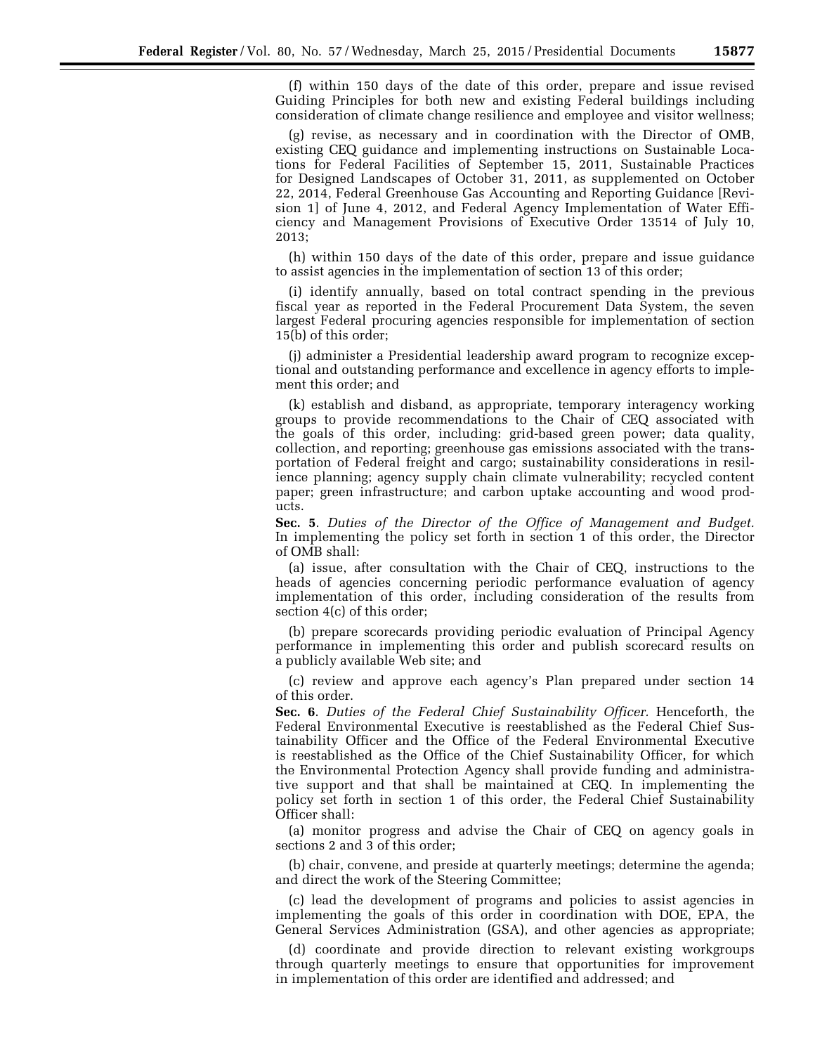(f) within 150 days of the date of this order, prepare and issue revised Guiding Principles for both new and existing Federal buildings including consideration of climate change resilience and employee and visitor wellness;

(g) revise, as necessary and in coordination with the Director of OMB, existing CEQ guidance and implementing instructions on Sustainable Locations for Federal Facilities of September 15, 2011, Sustainable Practices for Designed Landscapes of October 31, 2011, as supplemented on October 22, 2014, Federal Greenhouse Gas Accounting and Reporting Guidance [Revision 1] of June 4, 2012, and Federal Agency Implementation of Water Efficiency and Management Provisions of Executive Order 13514 of July 10, 2013;

(h) within 150 days of the date of this order, prepare and issue guidance to assist agencies in the implementation of section 13 of this order;

(i) identify annually, based on total contract spending in the previous fiscal year as reported in the Federal Procurement Data System, the seven largest Federal procuring agencies responsible for implementation of section 15(b) of this order;

(j) administer a Presidential leadership award program to recognize exceptional and outstanding performance and excellence in agency efforts to implement this order; and

(k) establish and disband, as appropriate, temporary interagency working groups to provide recommendations to the Chair of CEQ associated with the goals of this order, including: grid-based green power; data quality, collection, and reporting; greenhouse gas emissions associated with the transportation of Federal freight and cargo; sustainability considerations in resilience planning; agency supply chain climate vulnerability; recycled content paper; green infrastructure; and carbon uptake accounting and wood products.

**Sec. 5**. *Duties of the Director of the Office of Management and Budget.* In implementing the policy set forth in section 1 of this order, the Director of OMB shall:

(a) issue, after consultation with the Chair of CEQ, instructions to the heads of agencies concerning periodic performance evaluation of agency implementation of this order, including consideration of the results from section 4(c) of this order;

(b) prepare scorecards providing periodic evaluation of Principal Agency performance in implementing this order and publish scorecard results on a publicly available Web site; and

(c) review and approve each agency's Plan prepared under section 14 of this order.

**Sec. 6**. *Duties of the Federal Chief Sustainability Officer.* Henceforth, the Federal Environmental Executive is reestablished as the Federal Chief Sustainability Officer and the Office of the Federal Environmental Executive is reestablished as the Office of the Chief Sustainability Officer, for which the Environmental Protection Agency shall provide funding and administrative support and that shall be maintained at CEQ. In implementing the policy set forth in section 1 of this order, the Federal Chief Sustainability Officer shall:

(a) monitor progress and advise the Chair of CEQ on agency goals in sections 2 and 3 of this order;

(b) chair, convene, and preside at quarterly meetings; determine the agenda; and direct the work of the Steering Committee;

(c) lead the development of programs and policies to assist agencies in implementing the goals of this order in coordination with DOE, EPA, the General Services Administration (GSA), and other agencies as appropriate;

(d) coordinate and provide direction to relevant existing workgroups through quarterly meetings to ensure that opportunities for improvement in implementation of this order are identified and addressed; and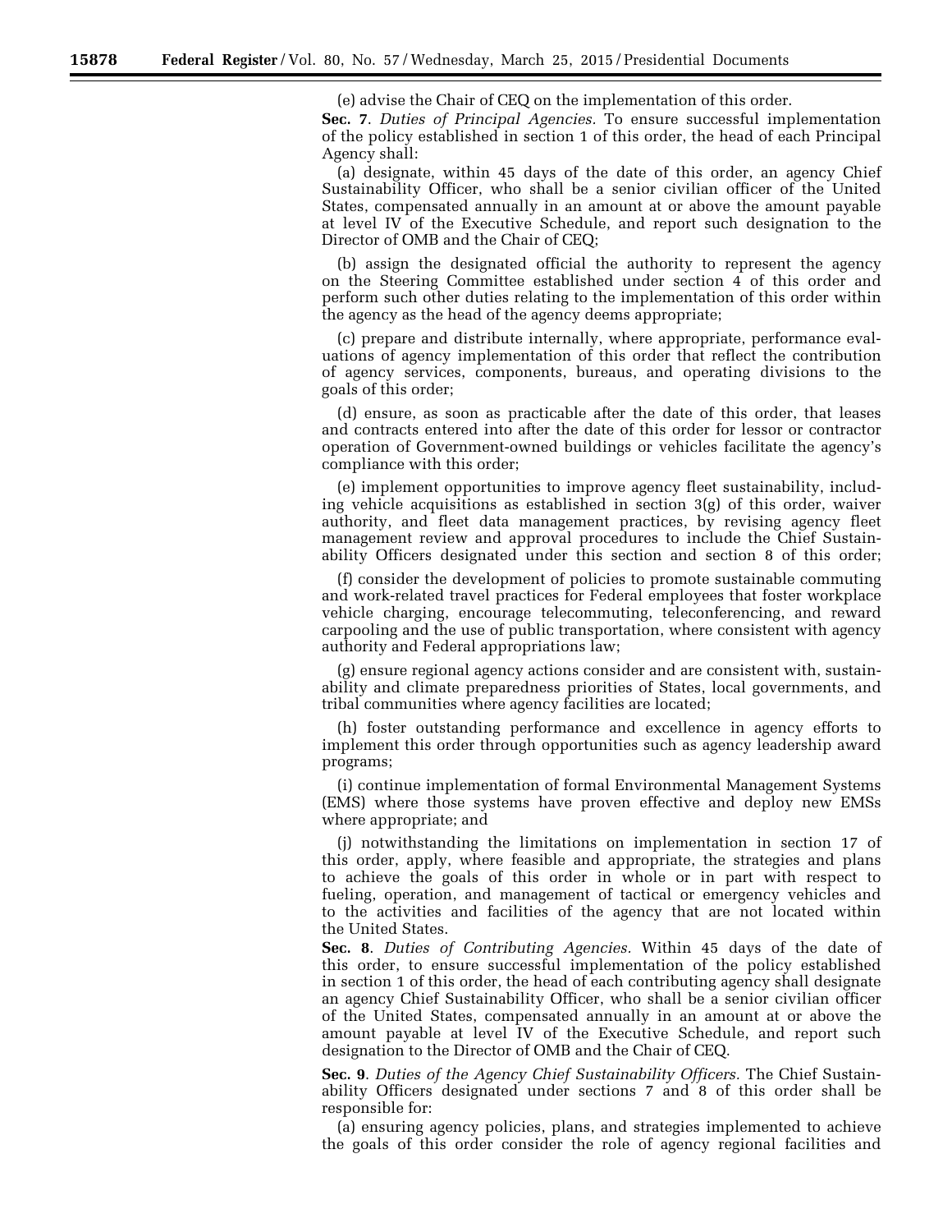(e) advise the Chair of CEQ on the implementation of this order.

**Sec. 7**. *Duties of Principal Agencies.* To ensure successful implementation of the policy established in section 1 of this order, the head of each Principal Agency shall:

(a) designate, within 45 days of the date of this order, an agency Chief Sustainability Officer, who shall be a senior civilian officer of the United States, compensated annually in an amount at or above the amount payable at level IV of the Executive Schedule, and report such designation to the Director of OMB and the Chair of CEQ;

(b) assign the designated official the authority to represent the agency on the Steering Committee established under section 4 of this order and perform such other duties relating to the implementation of this order within the agency as the head of the agency deems appropriate;

(c) prepare and distribute internally, where appropriate, performance evaluations of agency implementation of this order that reflect the contribution of agency services, components, bureaus, and operating divisions to the goals of this order;

(d) ensure, as soon as practicable after the date of this order, that leases and contracts entered into after the date of this order for lessor or contractor operation of Government-owned buildings or vehicles facilitate the agency's compliance with this order;

(e) implement opportunities to improve agency fleet sustainability, including vehicle acquisitions as established in section 3(g) of this order, waiver authority, and fleet data management practices, by revising agency fleet management review and approval procedures to include the Chief Sustainability Officers designated under this section and section 8 of this order;

(f) consider the development of policies to promote sustainable commuting and work-related travel practices for Federal employees that foster workplace vehicle charging, encourage telecommuting, teleconferencing, and reward carpooling and the use of public transportation, where consistent with agency authority and Federal appropriations law;

(g) ensure regional agency actions consider and are consistent with, sustainability and climate preparedness priorities of States, local governments, and tribal communities where agency facilities are located;

(h) foster outstanding performance and excellence in agency efforts to implement this order through opportunities such as agency leadership award programs;

(i) continue implementation of formal Environmental Management Systems (EMS) where those systems have proven effective and deploy new EMSs where appropriate; and

(j) notwithstanding the limitations on implementation in section 17 of this order, apply, where feasible and appropriate, the strategies and plans to achieve the goals of this order in whole or in part with respect to fueling, operation, and management of tactical or emergency vehicles and to the activities and facilities of the agency that are not located within the United States.

**Sec. 8**. *Duties of Contributing Agencies.* Within 45 days of the date of this order, to ensure successful implementation of the policy established in section 1 of this order, the head of each contributing agency shall designate an agency Chief Sustainability Officer, who shall be a senior civilian officer of the United States, compensated annually in an amount at or above the amount payable at level IV of the Executive Schedule, and report such designation to the Director of OMB and the Chair of CEQ.

**Sec. 9**. *Duties of the Agency Chief Sustainability Officers.* The Chief Sustainability Officers designated under sections 7 and 8 of this order shall be responsible for:

(a) ensuring agency policies, plans, and strategies implemented to achieve the goals of this order consider the role of agency regional facilities and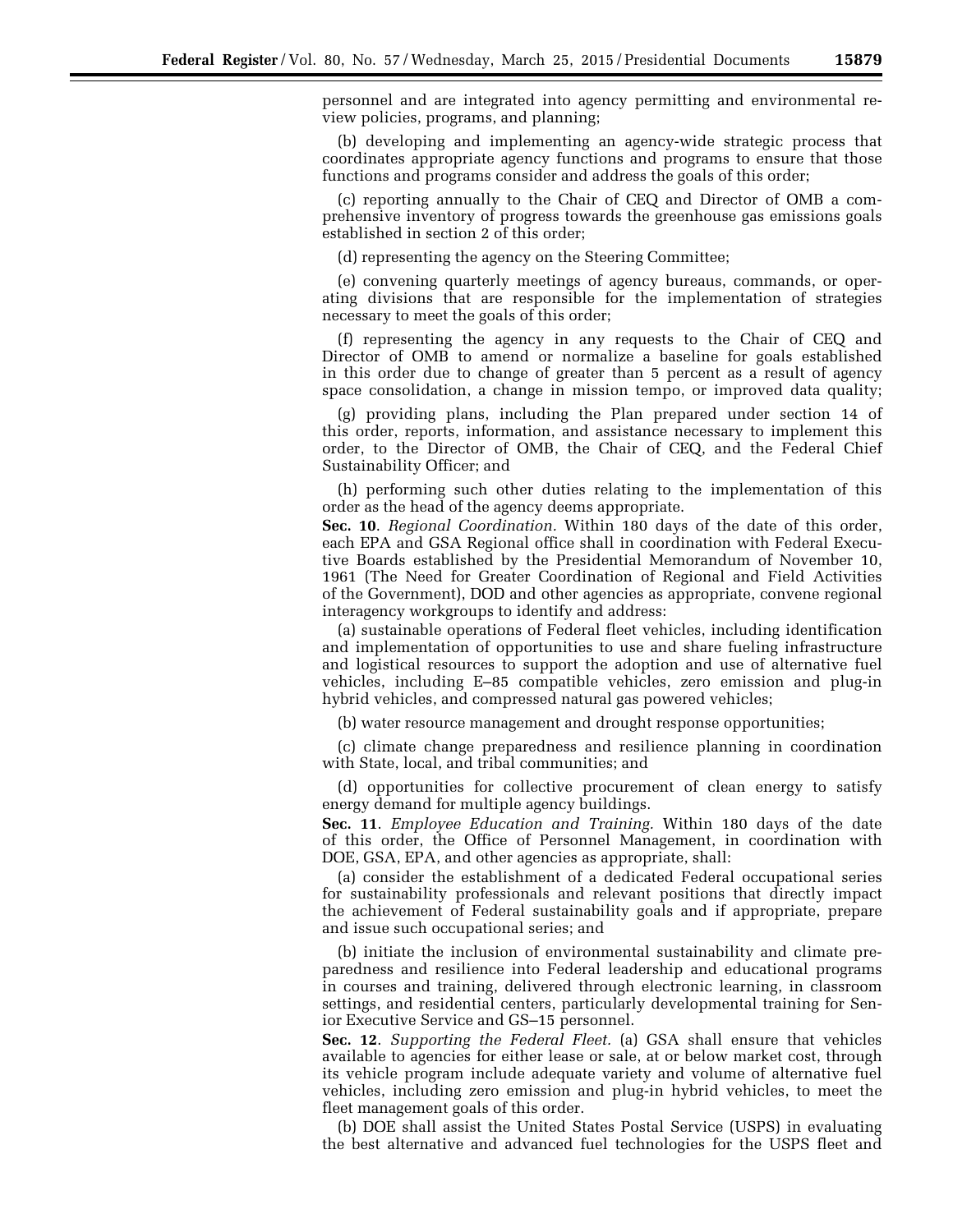personnel and are integrated into agency permitting and environmental review policies, programs, and planning;

(b) developing and implementing an agency-wide strategic process that coordinates appropriate agency functions and programs to ensure that those functions and programs consider and address the goals of this order;

(c) reporting annually to the Chair of CEQ and Director of OMB a comprehensive inventory of progress towards the greenhouse gas emissions goals established in section 2 of this order;

(d) representing the agency on the Steering Committee;

(e) convening quarterly meetings of agency bureaus, commands, or operating divisions that are responsible for the implementation of strategies necessary to meet the goals of this order;

(f) representing the agency in any requests to the Chair of CEQ and Director of OMB to amend or normalize a baseline for goals established in this order due to change of greater than 5 percent as a result of agency space consolidation, a change in mission tempo, or improved data quality;

(g) providing plans, including the Plan prepared under section 14 of this order, reports, information, and assistance necessary to implement this order, to the Director of OMB, the Chair of CEQ, and the Federal Chief Sustainability Officer; and

(h) performing such other duties relating to the implementation of this order as the head of the agency deems appropriate.

**Sec. 10**. *Regional Coordination.* Within 180 days of the date of this order, each EPA and GSA Regional office shall in coordination with Federal Executive Boards established by the Presidential Memorandum of November 10, 1961 (The Need for Greater Coordination of Regional and Field Activities of the Government), DOD and other agencies as appropriate, convene regional interagency workgroups to identify and address:

(a) sustainable operations of Federal fleet vehicles, including identification and implementation of opportunities to use and share fueling infrastructure and logistical resources to support the adoption and use of alternative fuel vehicles, including E–85 compatible vehicles, zero emission and plug-in hybrid vehicles, and compressed natural gas powered vehicles;

(b) water resource management and drought response opportunities;

(c) climate change preparedness and resilience planning in coordination with State, local, and tribal communities; and

(d) opportunities for collective procurement of clean energy to satisfy energy demand for multiple agency buildings.

**Sec. 11**. *Employee Education and Training.* Within 180 days of the date of this order, the Office of Personnel Management, in coordination with DOE, GSA, EPA, and other agencies as appropriate, shall:

(a) consider the establishment of a dedicated Federal occupational series for sustainability professionals and relevant positions that directly impact the achievement of Federal sustainability goals and if appropriate, prepare and issue such occupational series; and

(b) initiate the inclusion of environmental sustainability and climate preparedness and resilience into Federal leadership and educational programs in courses and training, delivered through electronic learning, in classroom settings, and residential centers, particularly developmental training for Senior Executive Service and GS–15 personnel.

**Sec. 12**. *Supporting the Federal Fleet.* (a) GSA shall ensure that vehicles available to agencies for either lease or sale, at or below market cost, through its vehicle program include adequate variety and volume of alternative fuel vehicles, including zero emission and plug-in hybrid vehicles, to meet the fleet management goals of this order.

(b) DOE shall assist the United States Postal Service (USPS) in evaluating the best alternative and advanced fuel technologies for the USPS fleet and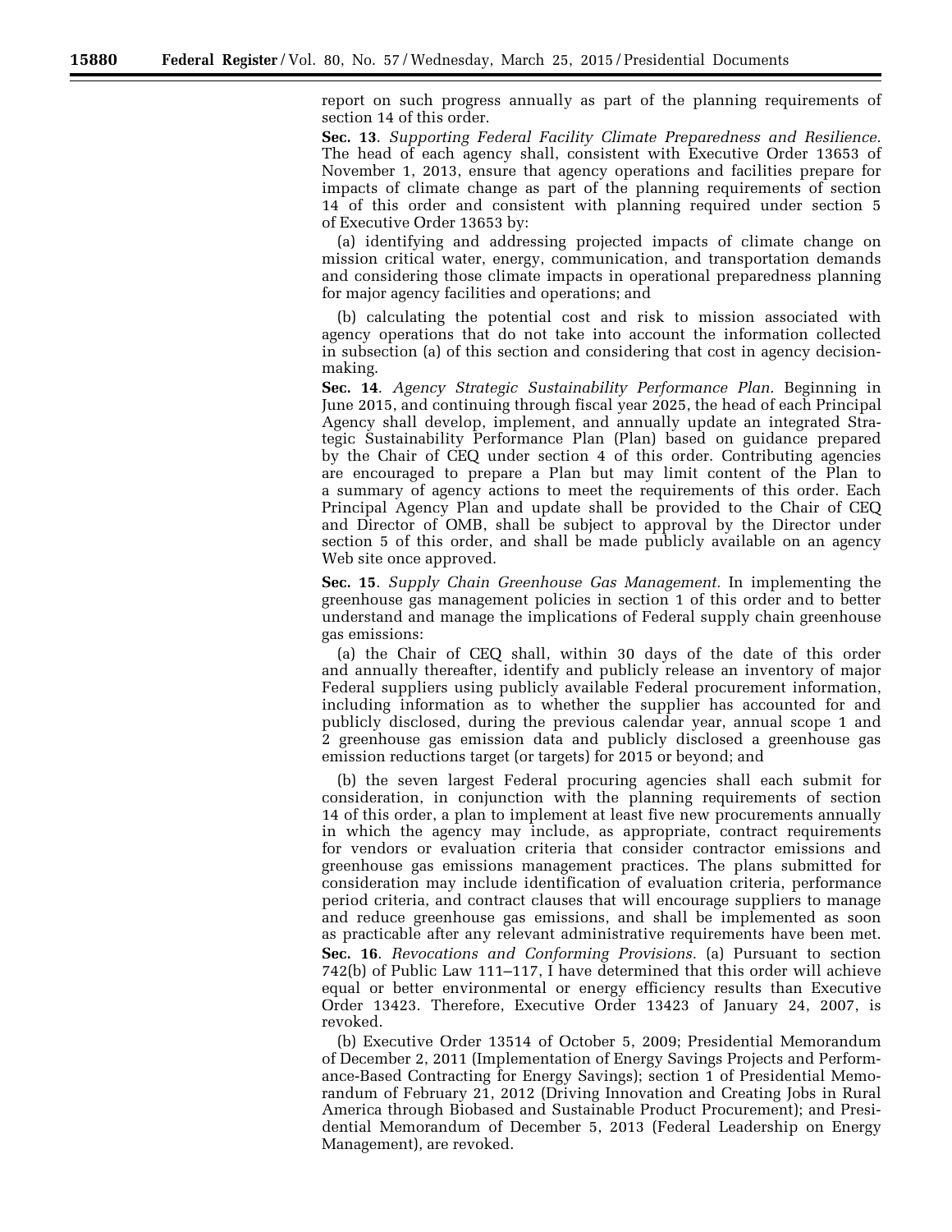report on such progress annually as part of the planning requirements of section 14 of this order.

**Sec. 13**. *Supporting Federal Facility Climate Preparedness and Resilience.* The head of each agency shall, consistent with Executive Order 13653 of November 1, 2013, ensure that agency operations and facilities prepare for impacts of climate change as part of the planning requirements of section 14 of this order and consistent with planning required under section 5 of Executive Order 13653 by:

(a) identifying and addressing projected impacts of climate change on mission critical water, energy, communication, and transportation demands and considering those climate impacts in operational preparedness planning for major agency facilities and operations; and

(b) calculating the potential cost and risk to mission associated with agency operations that do not take into account the information collected in subsection (a) of this section and considering that cost in agency decision-making.

**Sec. 14**. *Agency Strategic Sustainability Performance Plan.* Beginning in June 2015, and continuing through fiscal year 2025, the head of each Principal Agency shall develop, implement, and annually update an integrated Strategic Sustainability Performance Plan (Plan) based on guidance prepared by the Chair of CEQ under section 4 of this order. Contributing agencies are encouraged to prepare a Plan but may limit content of the Plan to a summary of agency actions to meet the requirements of this order. Each Principal Agency Plan and update shall be provided to the Chair of CEQ and Director of OMB, shall be subject to approval by the Director under section 5 of this order, and shall be made publicly available on an agency Web site once approved.

**Sec. 15**. *Supply Chain Greenhouse Gas Management.* In implementing the greenhouse gas management policies in section 1 of this order and to better understand and manage the implications of Federal supply chain greenhouse gas emissions:

(a) the Chair of CEQ shall, within 30 days of the date of this order and annually thereafter, identify and publicly release an inventory of major Federal suppliers using publicly available Federal procurement information, including information as to whether the supplier has accounted for and publicly disclosed, during the previous calendar year, annual scope 1 and 2 greenhouse gas emission data and publicly disclosed a greenhouse gas emission reductions target (or targets) for 2015 or beyond; and

(b) the seven largest Federal procuring agencies shall each submit for consideration, in conjunction with the planning requirements of section 14 of this order, a plan to implement at least five new procurements annually in which the agency may include, as appropriate, contract requirements for vendors or evaluation criteria that consider contractor emissions and greenhouse gas emissions management practices. The plans submitted for consideration may include identification of evaluation criteria, performance period criteria, and contract clauses that will encourage suppliers to manage and reduce greenhouse gas emissions, and shall be implemented as soon as practicable after any relevant administrative requirements have been met.

**Sec. 16**. *Revocations and Conforming Provisions.* (a) Pursuant to section 742(b) of Public Law 111–117, I have determined that this order will achieve equal or better environmental or energy efficiency results than Executive Order 13423. Therefore, Executive Order 13423 of January 24, 2007, is revoked.

(b) Executive Order 13514 of October 5, 2009; Presidential Memorandum of December 2, 2011 (Implementation of Energy Savings Projects and Performance-Based Contracting for Energy Savings); section 1 of Presidential Memorandum of February 21, 2012 (Driving Innovation and Creating Jobs in Rural America through Biobased and Sustainable Product Procurement); and Presidential Memorandum of December 5, 2013 (Federal Leadership on Energy Management), are revoked.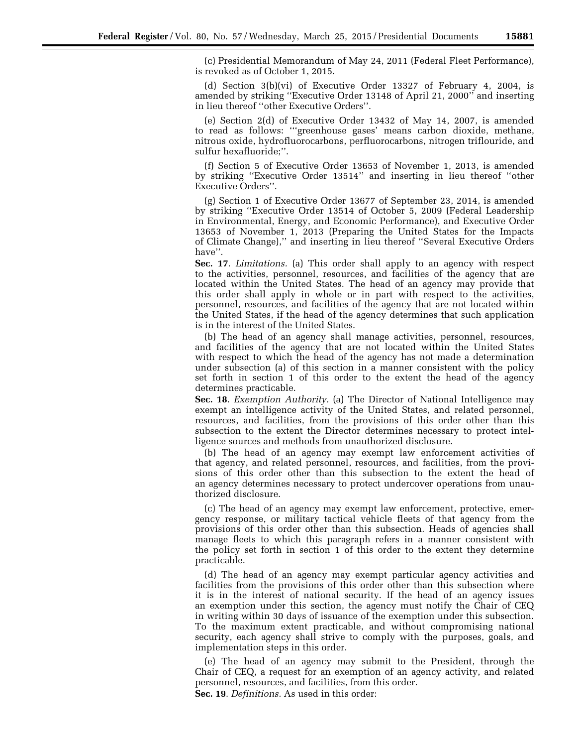(c) Presidential Memorandum of May 24, 2011 (Federal Fleet Performance), is revoked as of October 1, 2015.

(d) Section 3(b)(vi) of Executive Order 13327 of February 4, 2004, is amended by striking ''Executive Order 13148 of April 21, 2000'' and inserting in lieu thereof ''other Executive Orders''.

(e) Section 2(d) of Executive Order 13432 of May 14, 2007, is amended to read as follows: '''greenhouse gases' means carbon dioxide, methane, nitrous oxide, hydrofluorocarbons, perfluorocarbons, nitrogen triflouride, and sulfur hexafluoride;''.

(f) Section 5 of Executive Order 13653 of November 1, 2013, is amended by striking ''Executive Order 13514'' and inserting in lieu thereof ''other Executive Orders''.

(g) Section 1 of Executive Order 13677 of September 23, 2014, is amended by striking ''Executive Order 13514 of October 5, 2009 (Federal Leadership in Environmental, Energy, and Economic Performance), and Executive Order 13653 of November 1, 2013 (Preparing the United States for the Impacts of Climate Change),'' and inserting in lieu thereof ''Several Executive Orders have''.

**Sec. 17**. *Limitations.* (a) This order shall apply to an agency with respect to the activities, personnel, resources, and facilities of the agency that are located within the United States. The head of an agency may provide that this order shall apply in whole or in part with respect to the activities, personnel, resources, and facilities of the agency that are not located within the United States, if the head of the agency determines that such application is in the interest of the United States.

(b) The head of an agency shall manage activities, personnel, resources, and facilities of the agency that are not located within the United States with respect to which the head of the agency has not made a determination under subsection (a) of this section in a manner consistent with the policy set forth in section 1 of this order to the extent the head of the agency determines practicable.

**Sec. 18**. *Exemption Authority.* (a) The Director of National Intelligence may exempt an intelligence activity of the United States, and related personnel, resources, and facilities, from the provisions of this order other than this subsection to the extent the Director determines necessary to protect intelligence sources and methods from unauthorized disclosure.

(b) The head of an agency may exempt law enforcement activities of that agency, and related personnel, resources, and facilities, from the provisions of this order other than this subsection to the extent the head of an agency determines necessary to protect undercover operations from unauthorized disclosure.

(c) The head of an agency may exempt law enforcement, protective, emergency response, or military tactical vehicle fleets of that agency from the provisions of this order other than this subsection. Heads of agencies shall manage fleets to which this paragraph refers in a manner consistent with the policy set forth in section 1 of this order to the extent they determine practicable.

(d) The head of an agency may exempt particular agency activities and facilities from the provisions of this order other than this subsection where it is in the interest of national security. If the head of an agency issues an exemption under this section, the agency must notify the Chair of CEQ in writing within 30 days of issuance of the exemption under this subsection. To the maximum extent practicable, and without compromising national security, each agency shall strive to comply with the purposes, goals, and implementation steps in this order.

(e) The head of an agency may submit to the President, through the Chair of CEQ, a request for an exemption of an agency activity, and related personnel, resources, and facilities, from this order.

**Sec. 19**. *Definitions.* As used in this order: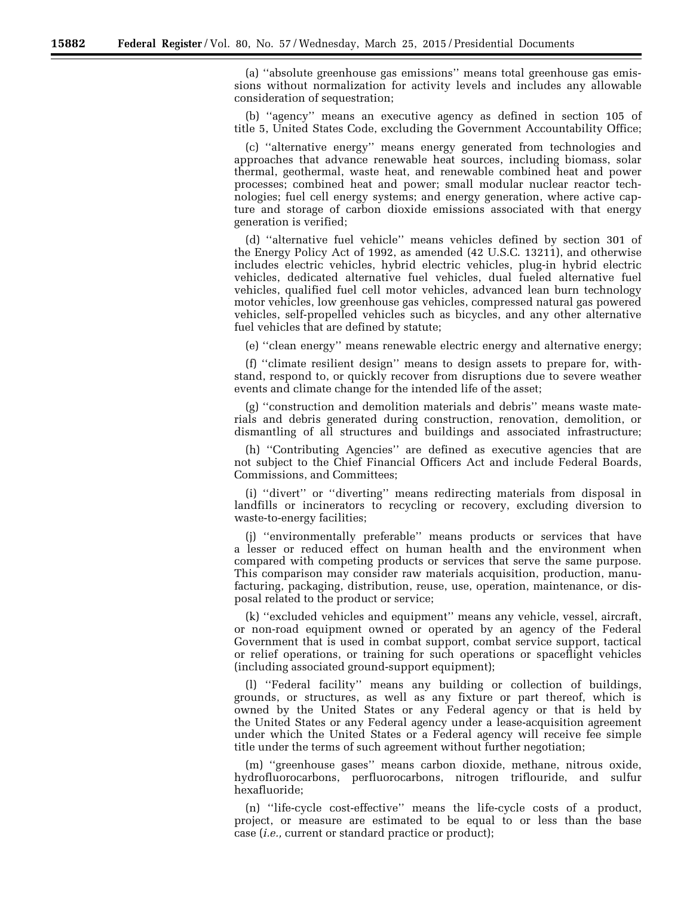(a) ''absolute greenhouse gas emissions'' means total greenhouse gas emissions without normalization for activity levels and includes any allowable consideration of sequestration;

(b) ''agency'' means an executive agency as defined in section 105 of title 5, United States Code, excluding the Government Accountability Office;

(c) ''alternative energy'' means energy generated from technologies and approaches that advance renewable heat sources, including biomass, solar thermal, geothermal, waste heat, and renewable combined heat and power processes; combined heat and power; small modular nuclear reactor technologies; fuel cell energy systems; and energy generation, where active capture and storage of carbon dioxide emissions associated with that energy generation is verified;

(d) ''alternative fuel vehicle'' means vehicles defined by section 301 of the Energy Policy Act of 1992, as amended (42 U.S.C. 13211), and otherwise includes electric vehicles, hybrid electric vehicles, plug-in hybrid electric vehicles, dedicated alternative fuel vehicles, dual fueled alternative fuel vehicles, qualified fuel cell motor vehicles, advanced lean burn technology motor vehicles, low greenhouse gas vehicles, compressed natural gas powered vehicles, self-propelled vehicles such as bicycles, and any other alternative fuel vehicles that are defined by statute;

(e) ''clean energy'' means renewable electric energy and alternative energy;

(f) ''climate resilient design'' means to design assets to prepare for, withstand, respond to, or quickly recover from disruptions due to severe weather events and climate change for the intended life of the asset;

(g) ''construction and demolition materials and debris'' means waste materials and debris generated during construction, renovation, demolition, or dismantling of all structures and buildings and associated infrastructure;

(h) ''Contributing Agencies'' are defined as executive agencies that are not subject to the Chief Financial Officers Act and include Federal Boards, Commissions, and Committees;

(i) ''divert'' or ''diverting'' means redirecting materials from disposal in landfills or incinerators to recycling or recovery, excluding diversion to waste-to-energy facilities;

(j) ''environmentally preferable'' means products or services that have a lesser or reduced effect on human health and the environment when compared with competing products or services that serve the same purpose. This comparison may consider raw materials acquisition, production, manufacturing, packaging, distribution, reuse, use, operation, maintenance, or disposal related to the product or service;

(k) ''excluded vehicles and equipment'' means any vehicle, vessel, aircraft, or non-road equipment owned or operated by an agency of the Federal Government that is used in combat support, combat service support, tactical or relief operations, or training for such operations or spaceflight vehicles (including associated ground-support equipment);

(l) ''Federal facility'' means any building or collection of buildings, grounds, or structures, as well as any fixture or part thereof, which is owned by the United States or any Federal agency or that is held by the United States or any Federal agency under a lease-acquisition agreement under which the United States or a Federal agency will receive fee simple title under the terms of such agreement without further negotiation;

(m) ''greenhouse gases'' means carbon dioxide, methane, nitrous oxide, hydrofluorocarbons, perfluorocarbons, nitrogen triflouride, and sulfur hexafluoride;

(n) ''life-cycle cost-effective'' means the life-cycle costs of a product, project, or measure are estimated to be equal to or less than the base case (*i.e.,* current or standard practice or product);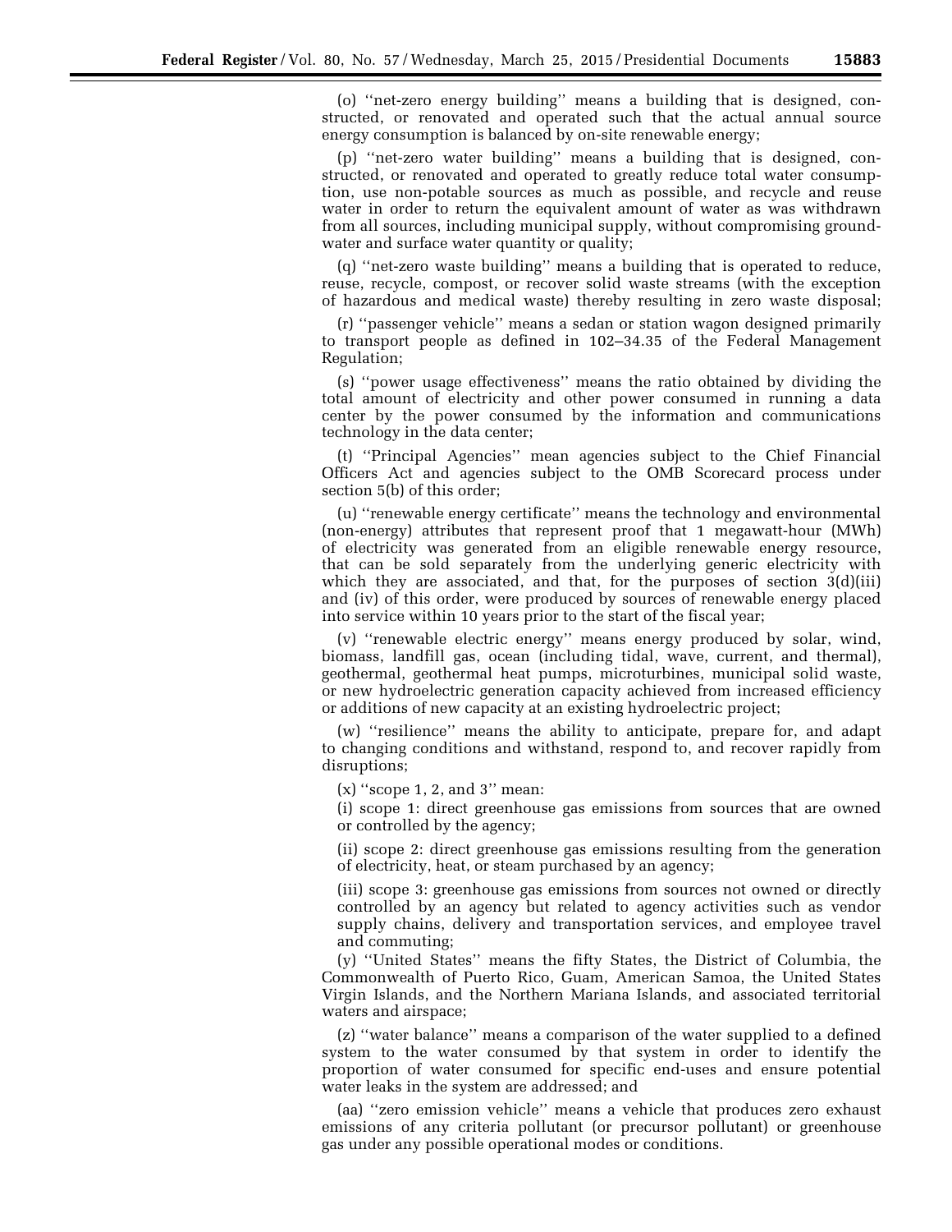(o) ''net-zero energy building'' means a building that is designed, constructed, or renovated and operated such that the actual annual source energy consumption is balanced by on-site renewable energy;

(p) ''net-zero water building'' means a building that is designed, constructed, or renovated and operated to greatly reduce total water consumption, use non-potable sources as much as possible, and recycle and reuse water in order to return the equivalent amount of water as was withdrawn from all sources, including municipal supply, without compromising groundwater and surface water quantity or quality;

(q) ''net-zero waste building'' means a building that is operated to reduce, reuse, recycle, compost, or recover solid waste streams (with the exception of hazardous and medical waste) thereby resulting in zero waste disposal;

(r) ''passenger vehicle'' means a sedan or station wagon designed primarily to transport people as defined in 102–34.35 of the Federal Management Regulation;

(s) ''power usage effectiveness'' means the ratio obtained by dividing the total amount of electricity and other power consumed in running a data center by the power consumed by the information and communications technology in the data center;

(t) ''Principal Agencies'' mean agencies subject to the Chief Financial Officers Act and agencies subject to the OMB Scorecard process under section 5(b) of this order;

(u) ''renewable energy certificate'' means the technology and environmental (non-energy) attributes that represent proof that 1 megawatt-hour (MWh) of electricity was generated from an eligible renewable energy resource, that can be sold separately from the underlying generic electricity with which they are associated, and that, for the purposes of section 3(d)(iii) and (iv) of this order, were produced by sources of renewable energy placed into service within 10 years prior to the start of the fiscal year;

(v) ''renewable electric energy'' means energy produced by solar, wind, biomass, landfill gas, ocean (including tidal, wave, current, and thermal), geothermal, geothermal heat pumps, microturbines, municipal solid waste, or new hydroelectric generation capacity achieved from increased efficiency or additions of new capacity at an existing hydroelectric project;

(w) ''resilience'' means the ability to anticipate, prepare for, and adapt to changing conditions and withstand, respond to, and recover rapidly from disruptions;

(x) ''scope 1, 2, and 3'' mean:

(i) scope 1: direct greenhouse gas emissions from sources that are owned or controlled by the agency;

(ii) scope 2: direct greenhouse gas emissions resulting from the generation of electricity, heat, or steam purchased by an agency;

(iii) scope 3: greenhouse gas emissions from sources not owned or directly controlled by an agency but related to agency activities such as vendor supply chains, delivery and transportation services, and employee travel and commuting;

(y) ''United States'' means the fifty States, the District of Columbia, the Commonwealth of Puerto Rico, Guam, American Samoa, the United States Virgin Islands, and the Northern Mariana Islands, and associated territorial waters and airspace;

(z) ''water balance'' means a comparison of the water supplied to a defined system to the water consumed by that system in order to identify the proportion of water consumed for specific end-uses and ensure potential water leaks in the system are addressed; and

(aa) ''zero emission vehicle'' means a vehicle that produces zero exhaust emissions of any criteria pollutant (or precursor pollutant) or greenhouse gas under any possible operational modes or conditions.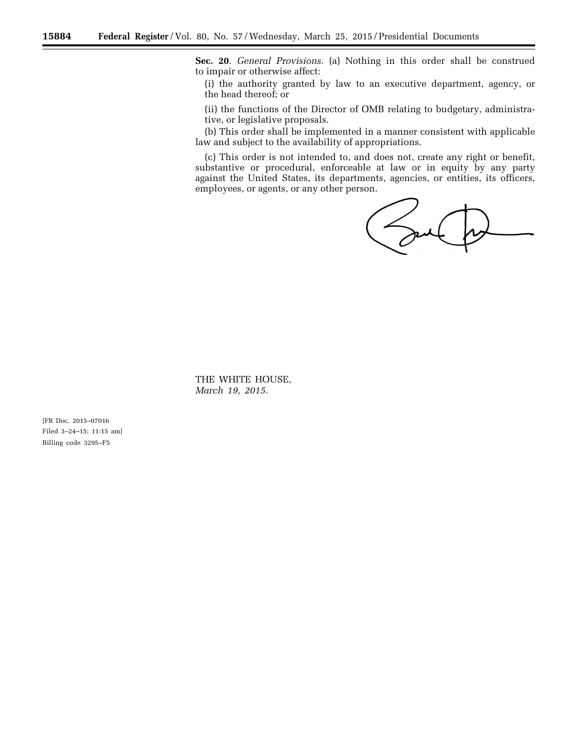**Sec. 20**. *General Provisions.* (a) Nothing in this order shall be construed to impair or otherwise affect:

(i) the authority granted by law to an executive department, agency, or the head thereof; or

(ii) the functions of the Director of OMB relating to budgetary, administrative, or legislative proposals.

(b) This order shall be implemented in a manner consistent with applicable law and subject to the availability of appropriations.

(c) This order is not intended to, and does not, create any right or benefit, substantive or procedural, enforceable at law or in equity by any party against the United States, its departments, agencies, or entities, its officers, employees, or agents, or any other person.

THE WHITE HOUSE,
*March 19, 2015.*

[FR Doc. 2015–07016
Filed 3–24–15; 11:15 am]
Billing code 3295–F5